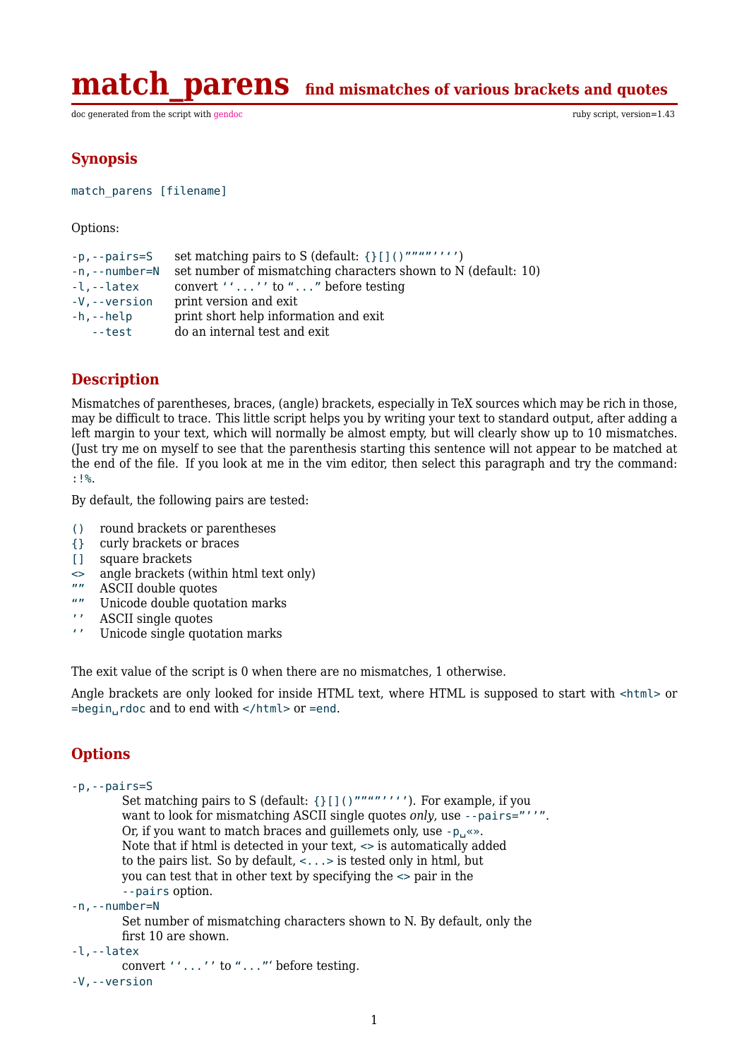# match_parens find mismatches of various brackets and quotes

doc generated from the script with gendoc — ruby script, version=1.43

## Synopsis

`match_parens [filename]`

Options:

| | |
|---|---|
| `-p,--pairs=S` | set matching pairs to S (default: `{}[]()""“”''‘’`) |
| `-n,--number=N` | set number of mismatching characters shown to N (default: 10) |
| `-l,--latex` | convert `‘‘...’’` to `“...”` before testing |
| `-V,--version` | print version and exit |
| `-h,--help` | print short help information and exit |
| `--test` | do an internal test and exit |

## Description

Mismatches of parentheses, braces, (angle) brackets, especially in TeX sources which may be rich in those, may be difficult to trace. This little script helps you by writing your text to standard output, after adding a left margin to your text, which will normally be almost empty, but will clearly show up to 10 mismatches. (Just try me on myself to see that the parenthesis starting this sentence will not appear to be matched at the end of the file. If you look at me in the vim editor, then select this paragraph and try the command: `:!%`.

By default, the following pairs are tested:

| | |
|---|---|
| `()` | round brackets or parentheses |
| `{}` | curly brackets or braces |
| `[]` | square brackets |
| `<>` | angle brackets (within html text only) |
| `""` | ASCII double quotes |
| `“”` | Unicode double quotation marks |
| `''` | ASCII single quotes |
| `‘’` | Unicode single quotation marks |

The exit value of the script is 0 when there are no mismatches, 1 otherwise.

Angle brackets are only looked for inside HTML text, where HTML is supposed to start with `<html>` or `=begin␣rdoc` and to end with `</html>` or `=end`.

## Options

`-p,--pairs=S`
: Set matching pairs to S (default: `{}[]()""“”''‘’`). For example, if you want to look for mismatching ASCII single quotes *only*, use `--pairs="''"`. Or, if you want to match braces and guillemets only, use `-p␣«»`. Note that if html is detected in your text, `<>` is automatically added to the pairs list. So by default, `<...>` is tested only in html, but you can test that in other text by specifying the `<>` pair in the `--pairs` option.

`-n,--number=N`
: Set number of mismatching characters shown to N. By default, only the first 10 are shown.

`-l,--latex`
: convert `‘‘...’’` to `“...”`‘ before testing.

`-V,--version`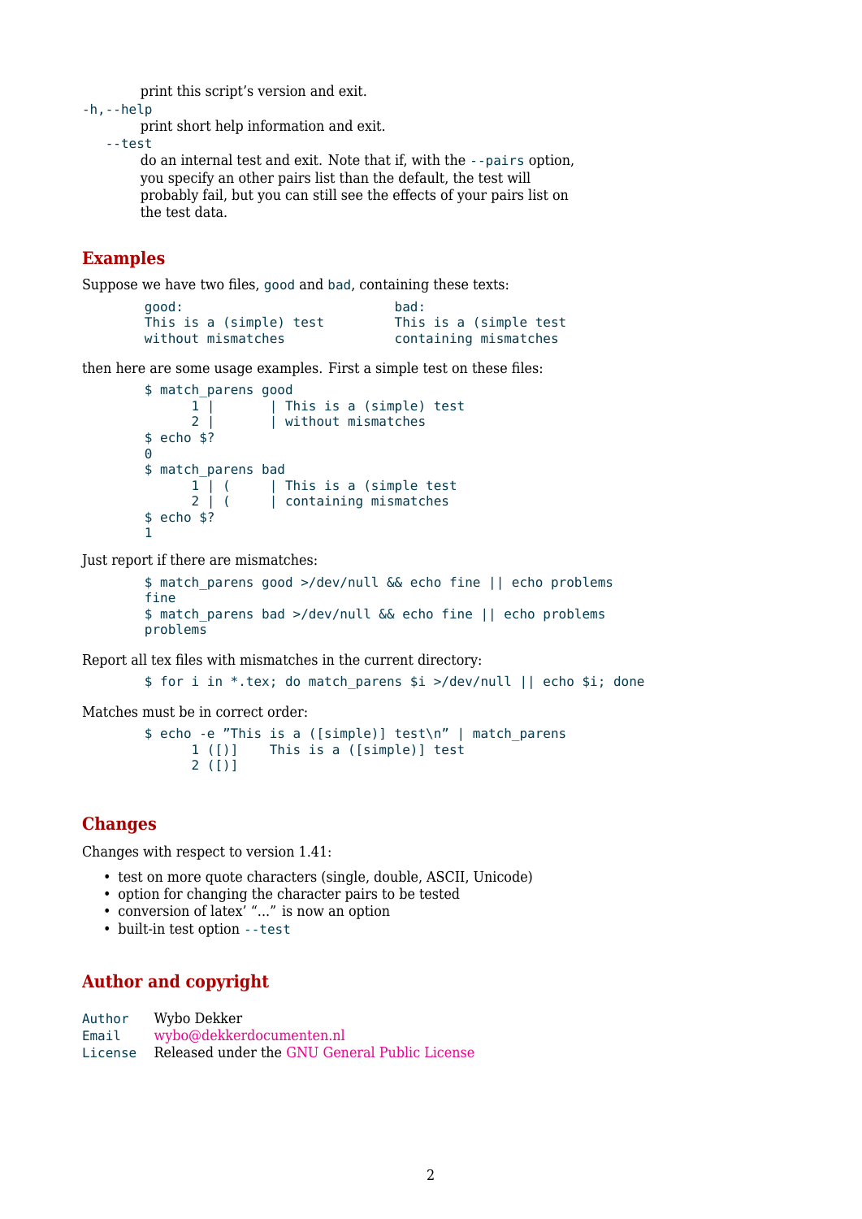print this script's version and exit.

`-h,--help`
: print short help information and exit.

`--test`
: do an internal test and exit. Note that if, with the `--pairs` option, you specify an other pairs list than the default, the test will probably fail, but you can still see the effects of your pairs list on the test data.

## Examples

Suppose we have two files, `good` and `bad`, containing these texts:

```
good:                           bad:
This is a (simple) test         This is a (simple test
without mismatches              containing mismatches
```

then here are some usage examples. First a simple test on these files:

```
$ match_parens good
      1 |       | This is a (simple) test
      2 |       | without mismatches
$ echo $?
0
$ match_parens bad
      1 | (     | This is a (simple test
      2 | (     | containing mismatches
$ echo $?
1
```

Just report if there are mismatches:

```
$ match_parens good >/dev/null && echo fine || echo problems
fine
$ match_parens bad >/dev/null && echo fine || echo problems
problems
```

Report all tex files with mismatches in the current directory:

```
$ for i in *.tex; do match_parens $i >/dev/null || echo $i; done
```

Matches must be in correct order:

```
$ echo -e "This is a ([simple)] test\n" | match_parens
      1 ([)]    This is a ([simple)] test
      2 ([)]
```

## Changes

Changes with respect to version 1.41:

- test on more quote characters (single, double, ASCII, Unicode)
- option for changing the character pairs to be tested
- conversion of latex' "..." is now an option
- built-in test option `--test`

## Author and copyright

| | |
|---|---|
| `Author` | Wybo Dekker |
| `Email` | wybo@dekkerdocumenten.nl |
| `License` | Released under the GNU General Public License |